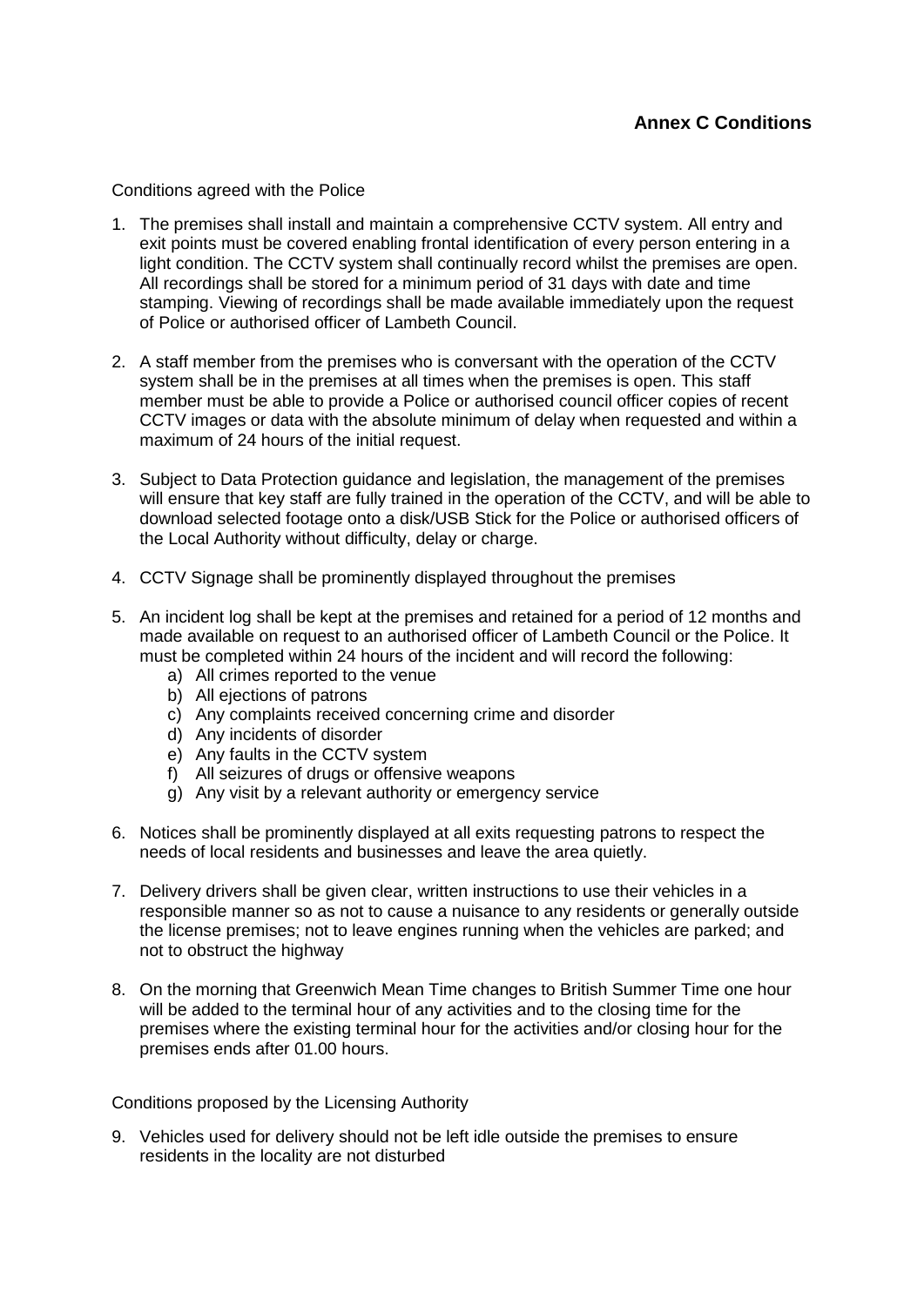## Annex C Conditions

Conditions agreed with the Police

1. The premises shall install and maintain a comprehensive CCTV system. All entry and exit points must be covered enabling frontal identification of every person entering in a light condition. The CCTV system shall continually record whilst the premises are open. All recordings shall be stored for a minimum period of 31 days with date and time stamping. Viewing of recordings shall be made available immediately upon the request of Police or authorised officer of Lambeth Council.

2. A staff member from the premises who is conversant with the operation of the CCTV system shall be in the premises at all times when the premises is open. This staff member must be able to provide a Police or authorised council officer copies of recent CCTV images or data with the absolute minimum of delay when requested and within a maximum of 24 hours of the initial request.

3. Subject to Data Protection guidance and legislation, the management of the premises will ensure that key staff are fully trained in the operation of the CCTV, and will be able to download selected footage onto a disk/USB Stick for the Police or authorised officers of the Local Authority without difficulty, delay or charge.

4. CCTV Signage shall be prominently displayed throughout the premises

5. An incident log shall be kept at the premises and retained for a period of 12 months and made available on request to an authorised officer of Lambeth Council or the Police. It must be completed within 24 hours of the incident and will record the following:
   a) All crimes reported to the venue
   b) All ejections of patrons
   c) Any complaints received concerning crime and disorder
   d) Any incidents of disorder
   e) Any faults in the CCTV system
   f) All seizures of drugs or offensive weapons
   g) Any visit by a relevant authority or emergency service

6. Notices shall be prominently displayed at all exits requesting patrons to respect the needs of local residents and businesses and leave the area quietly.

7. Delivery drivers shall be given clear, written instructions to use their vehicles in a responsible manner so as not to cause a nuisance to any residents or generally outside the license premises; not to leave engines running when the vehicles are parked; and not to obstruct the highway

8. On the morning that Greenwich Mean Time changes to British Summer Time one hour will be added to the terminal hour of any activities and to the closing time for the premises where the existing terminal hour for the activities and/or closing hour for the premises ends after 01.00 hours.

Conditions proposed by the Licensing Authority

9. Vehicles used for delivery should not be left idle outside the premises to ensure residents in the locality are not disturbed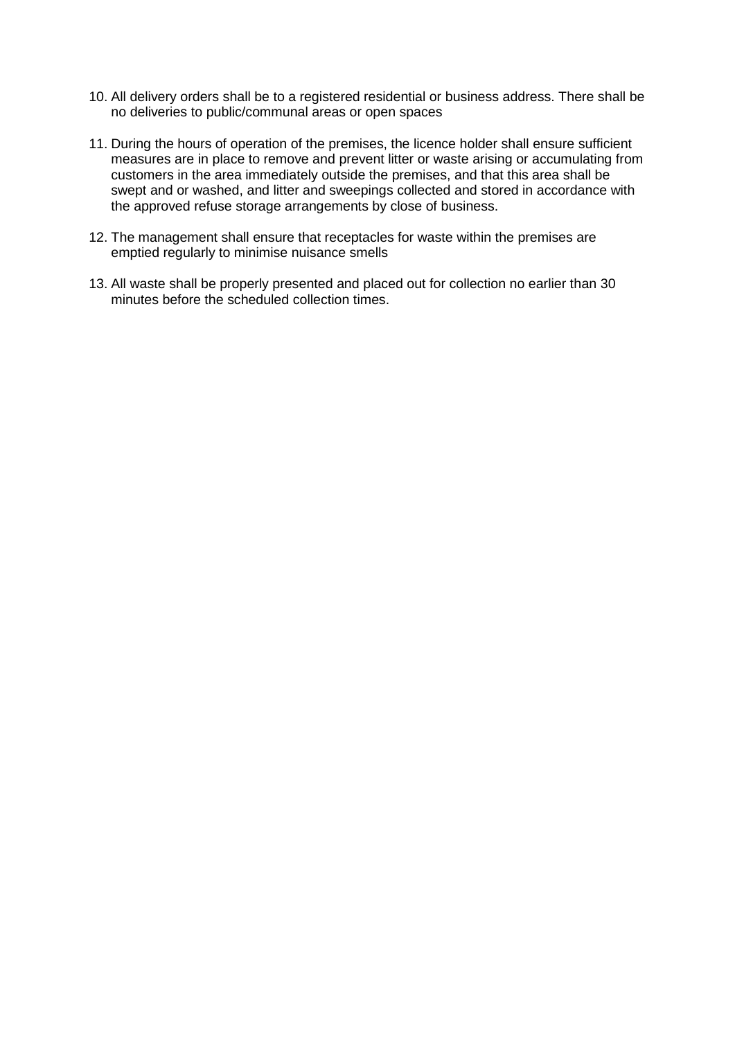10. All delivery orders shall be to a registered residential or business address. There shall be no deliveries to public/communal areas or open spaces

11. During the hours of operation of the premises, the licence holder shall ensure sufficient measures are in place to remove and prevent litter or waste arising or accumulating from customers in the area immediately outside the premises, and that this area shall be swept and or washed, and litter and sweepings collected and stored in accordance with the approved refuse storage arrangements by close of business.

12. The management shall ensure that receptacles for waste within the premises are emptied regularly to minimise nuisance smells

13. All waste shall be properly presented and placed out for collection no earlier than 30 minutes before the scheduled collection times.